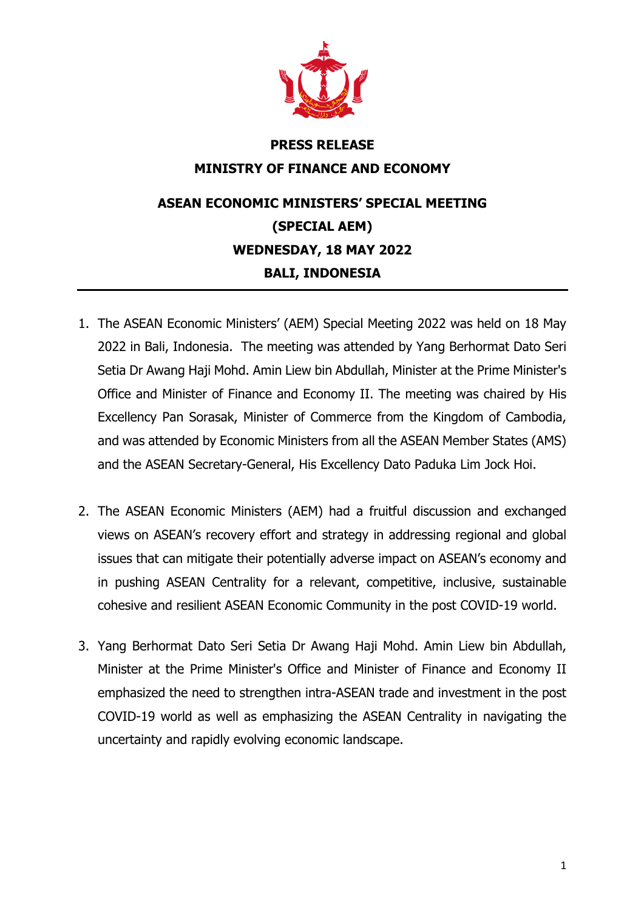**PRESS RELEASE**

**MINISTRY OF FINANCE AND ECONOMY**

# ASEAN ECONOMIC MINISTERS' SPECIAL MEETING (SPECIAL AEM)

**WEDNESDAY, 18 MAY 2022**

**BALI, INDONESIA**

---

1. The ASEAN Economic Ministers' (AEM) Special Meeting 2022 was held on 18 May 2022 in Bali, Indonesia. The meeting was attended by Yang Berhormat Dato Seri Setia Dr Awang Haji Mohd. Amin Liew bin Abdullah, Minister at the Prime Minister's Office and Minister of Finance and Economy II. The meeting was chaired by His Excellency Pan Sorasak, Minister of Commerce from the Kingdom of Cambodia, and was attended by Economic Ministers from all the ASEAN Member States (AMS) and the ASEAN Secretary-General, His Excellency Dato Paduka Lim Jock Hoi.

2. The ASEAN Economic Ministers (AEM) had a fruitful discussion and exchanged views on ASEAN's recovery effort and strategy in addressing regional and global issues that can mitigate their potentially adverse impact on ASEAN's economy and in pushing ASEAN Centrality for a relevant, competitive, inclusive, sustainable cohesive and resilient ASEAN Economic Community in the post COVID-19 world.

3. Yang Berhormat Dato Seri Setia Dr Awang Haji Mohd. Amin Liew bin Abdullah, Minister at the Prime Minister's Office and Minister of Finance and Economy II emphasized the need to strengthen intra-ASEAN trade and investment in the post COVID-19 world as well as emphasizing the ASEAN Centrality in navigating the uncertainty and rapidly evolving economic landscape.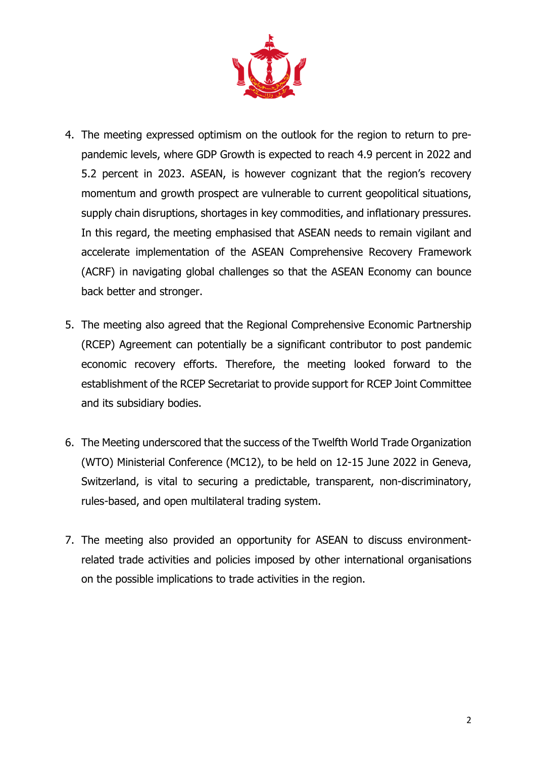4. The meeting expressed optimism on the outlook for the region to return to pre-pandemic levels, where GDP Growth is expected to reach 4.9 percent in 2022 and 5.2 percent in 2023. ASEAN, is however cognizant that the region's recovery momentum and growth prospect are vulnerable to current geopolitical situations, supply chain disruptions, shortages in key commodities, and inflationary pressures. In this regard, the meeting emphasised that ASEAN needs to remain vigilant and accelerate implementation of the ASEAN Comprehensive Recovery Framework (ACRF) in navigating global challenges so that the ASEAN Economy can bounce back better and stronger.

5. The meeting also agreed that the Regional Comprehensive Economic Partnership (RCEP) Agreement can potentially be a significant contributor to post pandemic economic recovery efforts. Therefore, the meeting looked forward to the establishment of the RCEP Secretariat to provide support for RCEP Joint Committee and its subsidiary bodies.

6. The Meeting underscored that the success of the Twelfth World Trade Organization (WTO) Ministerial Conference (MC12), to be held on 12-15 June 2022 in Geneva, Switzerland, is vital to securing a predictable, transparent, non-discriminatory, rules-based, and open multilateral trading system.

7. The meeting also provided an opportunity for ASEAN to discuss environment-related trade activities and policies imposed by other international organisations on the possible implications to trade activities in the region.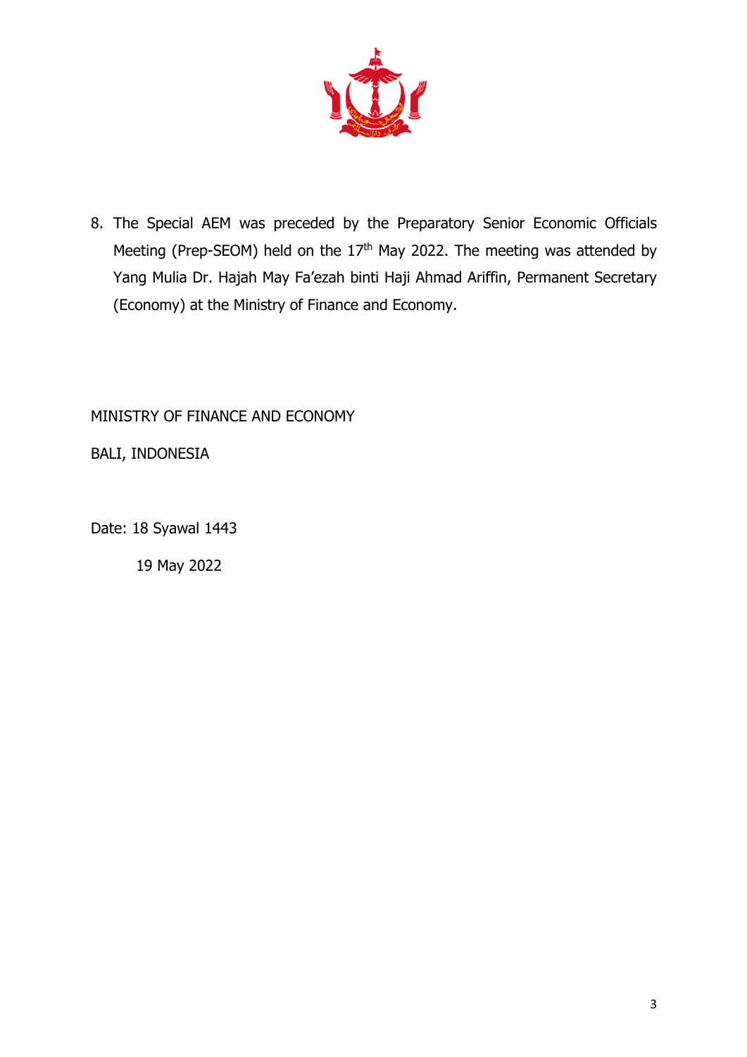8. The Special AEM was preceded by the Preparatory Senior Economic Officials Meeting (Prep-SEOM) held on the 17th May 2022. The meeting was attended by Yang Mulia Dr. Hajah May Fa'ezah binti Haji Ahmad Ariffin, Permanent Secretary (Economy) at the Ministry of Finance and Economy.

MINISTRY OF FINANCE AND ECONOMY

BALI, INDONESIA

Date: 18 Syawal 1443

19 May 2022